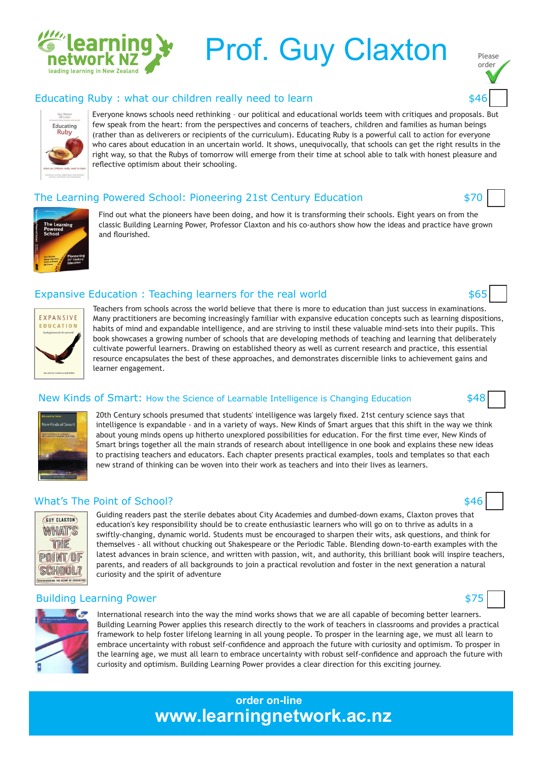learning network NZ
leading learning in New Zealand

# Prof. Guy Claxton

Please order

## Educating Ruby : what our children really need to learn

$46

Everyone knows schools need rethinking – our political and educational worlds teem with critiques and proposals. But few speak from the heart: from the perspectives and concerns of teachers, children and families as human beings (rather than as deliverers or recipients of the curriculum). Educating Ruby is a powerful call to action for everyone who cares about education in an uncertain world. It shows, unequivocally, that schools can get the right results in the right way, so that the Rubys of tomorrow will emerge from their time at school able to talk with honest pleasure and reflective optimism about their schooling.

## The Learning Powered School: Pioneering 21st Century Education

$70

Find out what the pioneers have been doing, and how it is transforming their schools. Eight years on from the classic Building Learning Power, Professor Claxton and his co-authors show how the ideas and practice have grown and flourished.

## Expansive Education : Teaching learners for the real world

$65

Teachers from schools across the world believe that there is more to education than just success in examinations. Many practitioners are becoming increasingly familiar with expansive education concepts such as learning dispositions, habits of mind and expandable intelligence, and are striving to instil these valuable mind-sets into their pupils. This book showcases a growing number of schools that are developing methods of teaching and learning that deliberately cultivate powerful learners. Drawing on established theory as well as current research and practice, this essential resource encapsulates the best of these approaches, and demonstrates discernible links to achievement gains and learner engagement.

## New Kinds of Smart: How the Science of Learnable Intelligence is Changing Education

$48

20th Century schools presumed that students' intelligence was largely fixed. 21st century science says that intelligence is expandable - and in a variety of ways. New Kinds of Smart argues that this shift in the way we think about young minds opens up hitherto unexplored possibilities for education. For the first time ever, New Kinds of Smart brings together all the main strands of research about intelligence in one book and explains these new ideas to practising teachers and educators. Each chapter presents practical examples, tools and templates so that each new strand of thinking can be woven into their work as teachers and into their lives as learners.

## What's The Point of School?

$46

Guiding readers past the sterile debates about City Academies and dumbed-down exams, Claxton proves that education's key responsibility should be to create enthusiastic learners who will go on to thrive as adults in a swiftly-changing, dynamic world. Students must be encouraged to sharpen their wits, ask questions, and think for themselves - all without chucking out Shakespeare or the Periodic Table. Blending down-to-earth examples with the latest advances in brain science, and written with passion, wit, and authority, this brilliant book will inspire teachers, parents, and readers of all backgrounds to join a practical revolution and foster in the next generation a natural curiosity and the spirit of adventure

## Building Learning Power

$75

International research into the way the mind works shows that we are all capable of becoming better learners. Building Learning Power applies this research directly to the work of teachers in classrooms and provides a practical framework to help foster lifelong learning in all young people. To prosper in the learning age, we must all learn to embrace uncertainty with robust self-confidence and approach the future with curiosity and optimism. To prosper in the learning age, we must all learn to embrace uncertainty with robust self-confidence and approach the future with curiosity and optimism. Building Learning Power provides a clear direction for this exciting journey.

**order on-line**

**www.learningnetwork.ac.nz**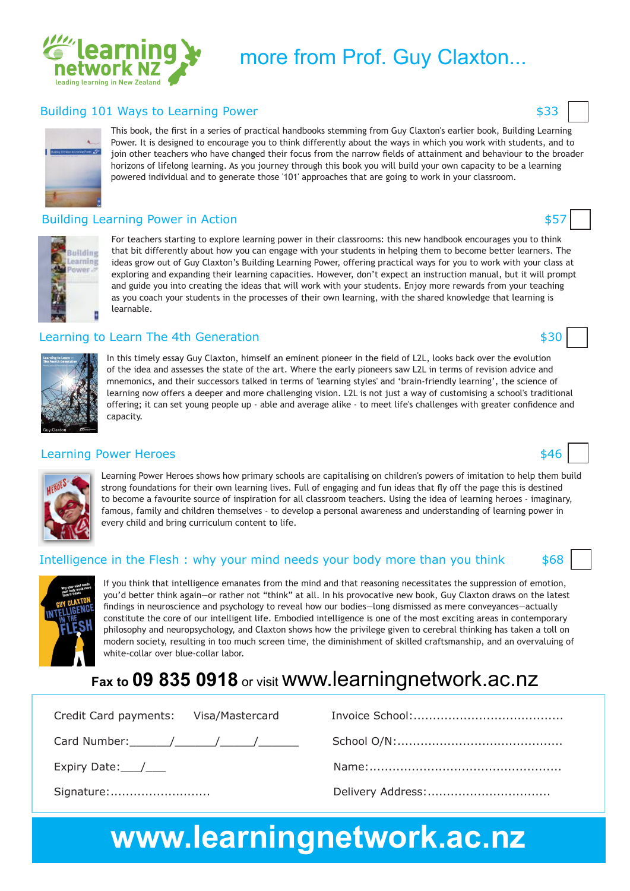learning network NZ
leading learning in New Zealand

# more from Prof. Guy Claxton...

## Building 101 Ways to Learning Power — $33

This book, the first in a series of practical handbooks stemming from Guy Claxton's earlier book, Building Learning Power. It is designed to encourage you to think differently about the ways in which you work with students, and to join other teachers who have changed their focus from the narrow fields of attainment and behaviour to the broader horizons of lifelong learning. As you journey through this book you will build your own capacity to be a learning powered individual and to generate those '101' approaches that are going to work in your classroom.

## Building Learning Power in Action — $57

For teachers starting to explore learning power in their classrooms: this new handbook encourages you to think that bit differently about how you can engage with your students in helping them to become better learners. The ideas grow out of Guy Claxton's Building Learning Power, offering practical ways for you to work with your class at exploring and expanding their learning capacities. However, don't expect an instruction manual, but it will prompt and guide you into creating the ideas that will work with your students. Enjoy more rewards from your teaching as you coach your students in the processes of their own learning, with the shared knowledge that learning is learnable.

## Learning to Learn The 4th Generation — $30

In this timely essay Guy Claxton, himself an eminent pioneer in the field of L2L, looks back over the evolution of the idea and assesses the state of the art. Where the early pioneers saw L2L in terms of revision advice and mnemonics, and their successors talked in terms of 'learning styles' and 'brain-friendly learning', the science of learning now offers a deeper and more challenging vision. L2L is not just a way of customising a school's traditional offering; it can set young people up - able and average alike - to meet life's challenges with greater confidence and capacity.

## Learning Power Heroes — $46

Learning Power Heroes shows how primary schools are capitalising on children's powers of imitation to help them build strong foundations for their own learning lives. Full of engaging and fun ideas that fly off the page this is destined to become a favourite source of inspiration for all classroom teachers. Using the idea of learning heroes - imaginary, famous, family and children themselves - to develop a personal awareness and understanding of learning power in every child and bring curriculum content to life.

## Intelligence in the Flesh : why your mind needs your body more than you think — $68

If you think that intelligence emanates from the mind and that reasoning necessitates the suppression of emotion, you'd better think again—or rather not "think" at all. In his provocative new book, Guy Claxton draws on the latest findings in neuroscience and psychology to reveal how our bodies—long dismissed as mere conveyances—actually constitute the core of our intelligent life. Embodied intelligence is one of the most exciting areas in contemporary philosophy and neuropsychology, and Claxton shows how the privilege given to cerebral thinking has taken a toll on modern society, resulting in too much screen time, the diminishment of skilled craftsmanship, and an overvaluing of white-collar over blue-collar labor.

**Fax to 09 835 0918 or visit www.learningnetwork.ac.nz**

Credit Card payments: Visa/Mastercard

Card Number:______/______/_____/______

Expiry Date:___/___

Signature:..........................

Invoice School:......................................

School O/N:..........................................

Name:.................................................

Delivery Address:...............................

**www.learningnetwork.ac.nz**